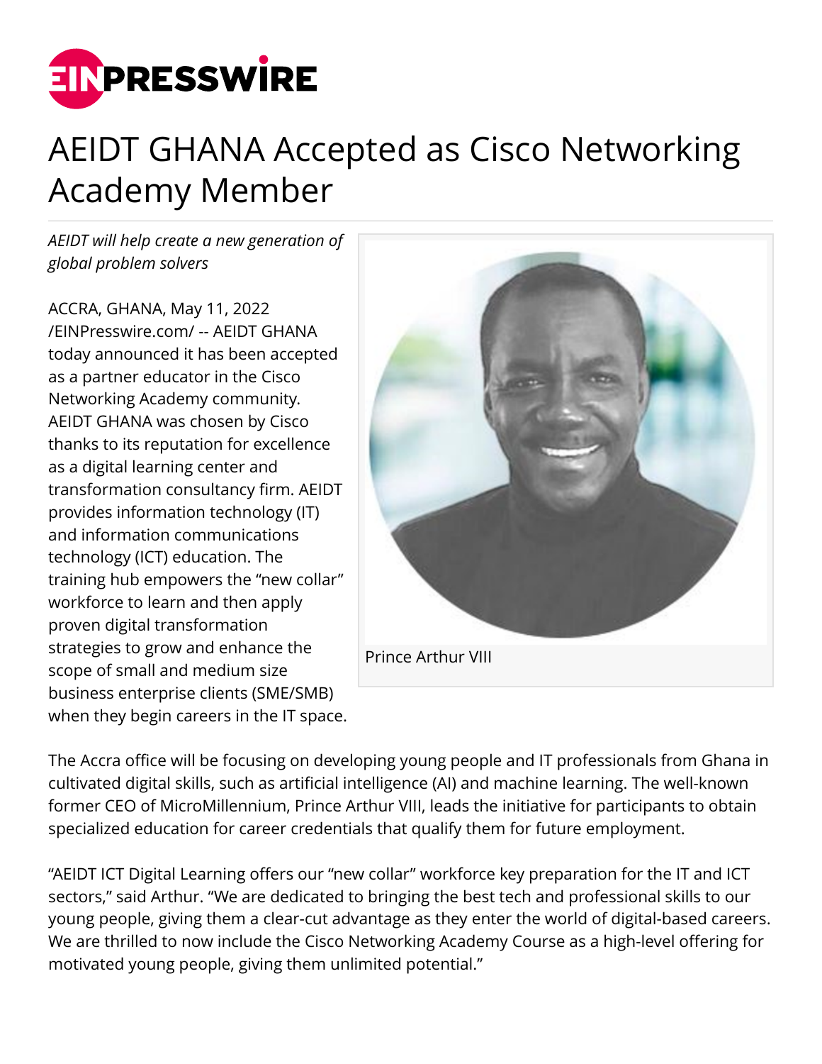# AEIDT GHANA Accepted as Cisco Networking Academy Member

*AEIDT will help create a new generation of global problem solvers*

ACCRA, GHANA, May 11, 2022 /EINPresswire.com/ -- AEIDT GHANA today announced it has been accepted as a partner educator in the Cisco Networking Academy community. AEIDT GHANA was chosen by Cisco thanks to its reputation for excellence as a digital learning center and transformation consultancy firm. AEIDT provides information technology (IT) and information communications technology (ICT) education. The training hub empowers the "new collar" workforce to learn and then apply proven digital transformation strategies to grow and enhance the scope of small and medium size business enterprise clients (SME/SMB) when they begin careers in the IT space.

Prince Arthur VIII

The Accra office will be focusing on developing young people and IT professionals from Ghana in cultivated digital skills, such as artificial intelligence (AI) and machine learning. The well-known former CEO of MicroMillennium, Prince Arthur VIII, leads the initiative for participants to obtain specialized education for career credentials that qualify them for future employment.

"AEIDT ICT Digital Learning offers our "new collar" workforce key preparation for the IT and ICT sectors," said Arthur. "We are dedicated to bringing the best tech and professional skills to our young people, giving them a clear-cut advantage as they enter the world of digital-based careers. We are thrilled to now include the Cisco Networking Academy Course as a high-level offering for motivated young people, giving them unlimited potential."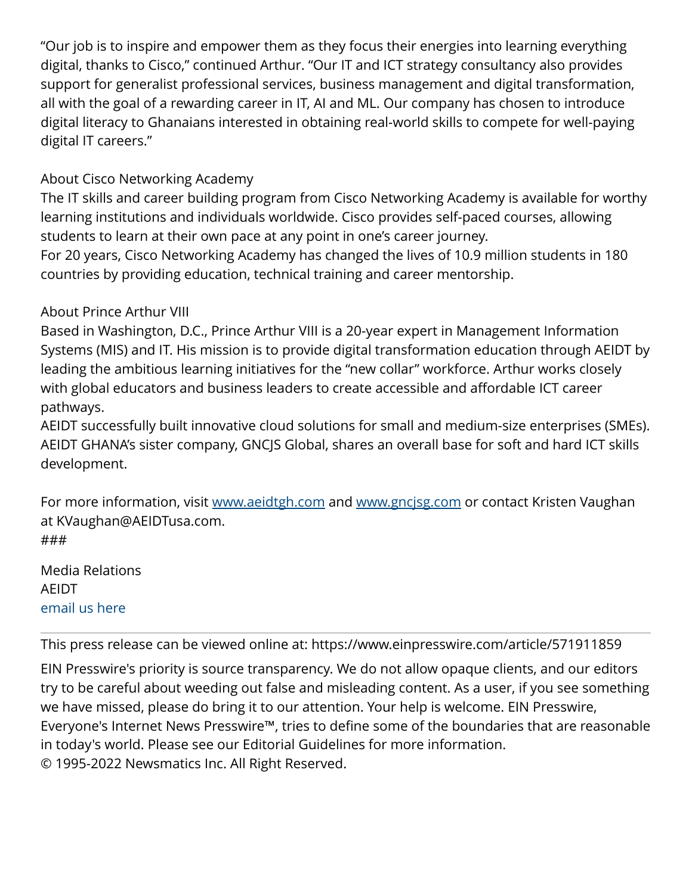"Our job is to inspire and empower them as they focus their energies into learning everything digital, thanks to Cisco," continued Arthur. "Our IT and ICT strategy consultancy also provides support for generalist professional services, business management and digital transformation, all with the goal of a rewarding career in IT, AI and ML. Our company has chosen to introduce digital literacy to Ghanaians interested in obtaining real-world skills to compete for well-paying digital IT careers."

About Cisco Networking Academy

The IT skills and career building program from Cisco Networking Academy is available for worthy learning institutions and individuals worldwide. Cisco provides self-paced courses, allowing students to learn at their own pace at any point in one's career journey.

For 20 years, Cisco Networking Academy has changed the lives of 10.9 million students in 180 countries by providing education, technical training and career mentorship.

About Prince Arthur VIII

Based in Washington, D.C., Prince Arthur VIII is a 20-year expert in Management Information Systems (MIS) and IT. His mission is to provide digital transformation education through AEIDT by leading the ambitious learning initiatives for the "new collar" workforce. Arthur works closely with global educators and business leaders to create accessible and affordable ICT career pathways.

AEIDT successfully built innovative cloud solutions for small and medium-size enterprises (SMEs). AEIDT GHANA's sister company, GNCJS Global, shares an overall base for soft and hard ICT skills development.

For more information, visit [www.aeidtgh.com](www.aeidtgh.com) and [www.gncjsg.com](www.gncjsg.com) or contact Kristen Vaughan at KVaughan@AEIDTusa.com.

###

Media Relations
AEIDT
email us here

---

This press release can be viewed online at: https://www.einpresswire.com/article/571911859

EIN Presswire's priority is source transparency. We do not allow opaque clients, and our editors try to be careful about weeding out false and misleading content. As a user, if you see something we have missed, please do bring it to our attention. Your help is welcome. EIN Presswire, Everyone's Internet News Presswire™, tries to define some of the boundaries that are reasonable in today's world. Please see our Editorial Guidelines for more information.

© 1995-2022 Newsmatics Inc. All Right Reserved.